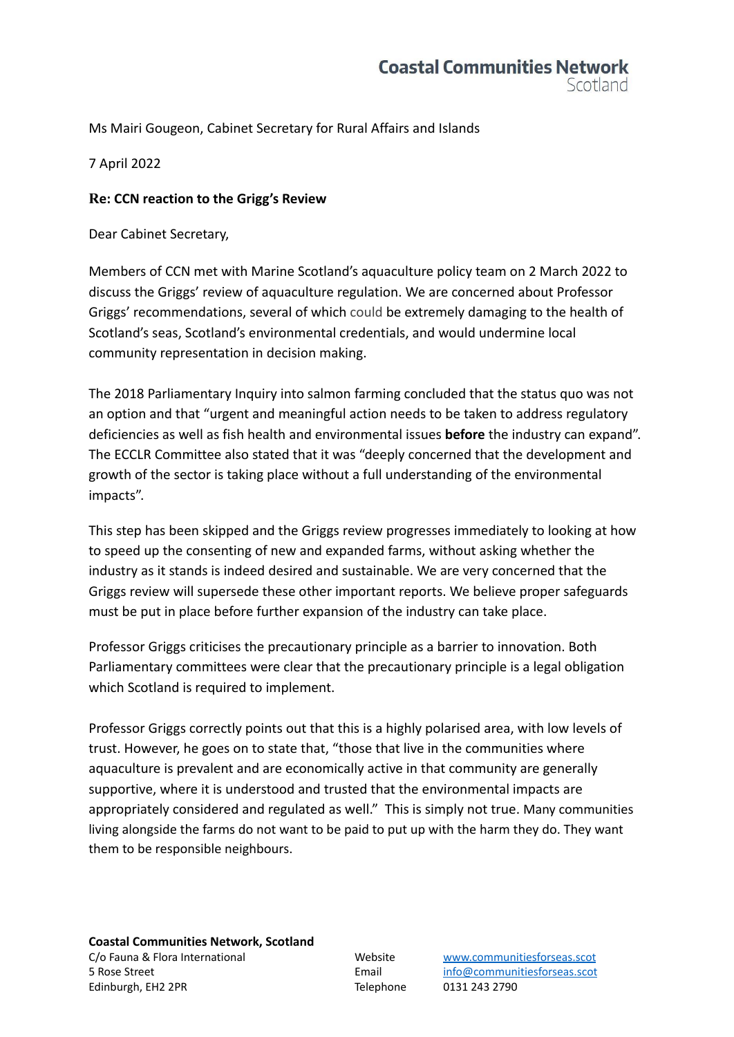**Coastal Communities Network**
Scotland

Ms Mairi Gougeon, Cabinet Secretary for Rural Affairs and Islands

7 April 2022

**Re: CCN reaction to the Grigg's Review**

Dear Cabinet Secretary,

Members of CCN met with Marine Scotland's aquaculture policy team on 2 March 2022 to discuss the Griggs' review of aquaculture regulation. We are concerned about Professor Griggs' recommendations, several of which could be extremely damaging to the health of Scotland's seas, Scotland's environmental credentials, and would undermine local community representation in decision making.

The 2018 Parliamentary Inquiry into salmon farming concluded that the status quo was not an option and that "urgent and meaningful action needs to be taken to address regulatory deficiencies as well as fish health and environmental issues **before** the industry can expand". The ECCLR Committee also stated that it was "deeply concerned that the development and growth of the sector is taking place without a full understanding of the environmental impacts".

This step has been skipped and the Griggs review progresses immediately to looking at how to speed up the consenting of new and expanded farms, without asking whether the industry as it stands is indeed desired and sustainable. We are very concerned that the Griggs review will supersede these other important reports. We believe proper safeguards must be put in place before further expansion of the industry can take place.

Professor Griggs criticises the precautionary principle as a barrier to innovation. Both Parliamentary committees were clear that the precautionary principle is a legal obligation which Scotland is required to implement.

Professor Griggs correctly points out that this is a highly polarised area, with low levels of trust. However, he goes on to state that, "those that live in the communities where aquaculture is prevalent and are economically active in that community are generally supportive, where it is understood and trusted that the environmental impacts are appropriately considered and regulated as well." This is simply not true. Many communities living alongside the farms do not want to be paid to put up with the harm they do. They want them to be responsible neighbours.

**Coastal Communities Network, Scotland**
C/o Fauna & Flora International
5 Rose Street
Edinburgh, EH2 2PR

Website www.communitiesforseas.scot
Email info@communitiesforseas.scot
Telephone 0131 243 2790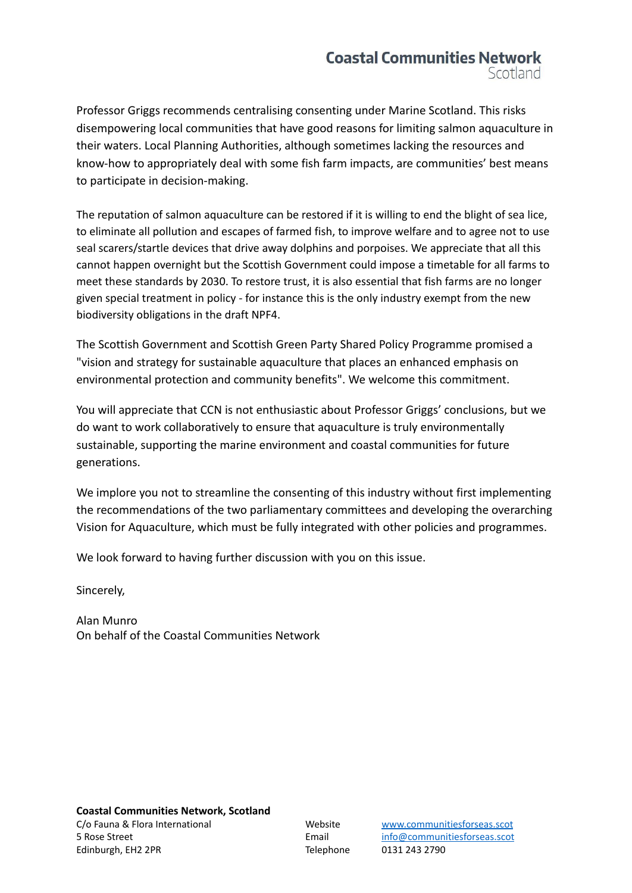Professor Griggs recommends centralising consenting under Marine Scotland. This risks disempowering local communities that have good reasons for limiting salmon aquaculture in their waters. Local Planning Authorities, although sometimes lacking the resources and know-how to appropriately deal with some fish farm impacts, are communities' best means to participate in decision-making.

The reputation of salmon aquaculture can be restored if it is willing to end the blight of sea lice, to eliminate all pollution and escapes of farmed fish, to improve welfare and to agree not to use seal scarers/startle devices that drive away dolphins and porpoises. We appreciate that all this cannot happen overnight but the Scottish Government could impose a timetable for all farms to meet these standards by 2030. To restore trust, it is also essential that fish farms are no longer given special treatment in policy - for instance this is the only industry exempt from the new biodiversity obligations in the draft NPF4.

The Scottish Government and Scottish Green Party Shared Policy Programme promised a "vision and strategy for sustainable aquaculture that places an enhanced emphasis on environmental protection and community benefits". We welcome this commitment.

You will appreciate that CCN is not enthusiastic about Professor Griggs' conclusions, but we do want to work collaboratively to ensure that aquaculture is truly environmentally sustainable, supporting the marine environment and coastal communities for future generations.

We implore you not to streamline the consenting of this industry without first implementing the recommendations of the two parliamentary committees and developing the overarching Vision for Aquaculture, which must be fully integrated with other policies and programmes.

We look forward to having further discussion with you on this issue.

Sincerely,

Alan Munro
On behalf of the Coastal Communities Network